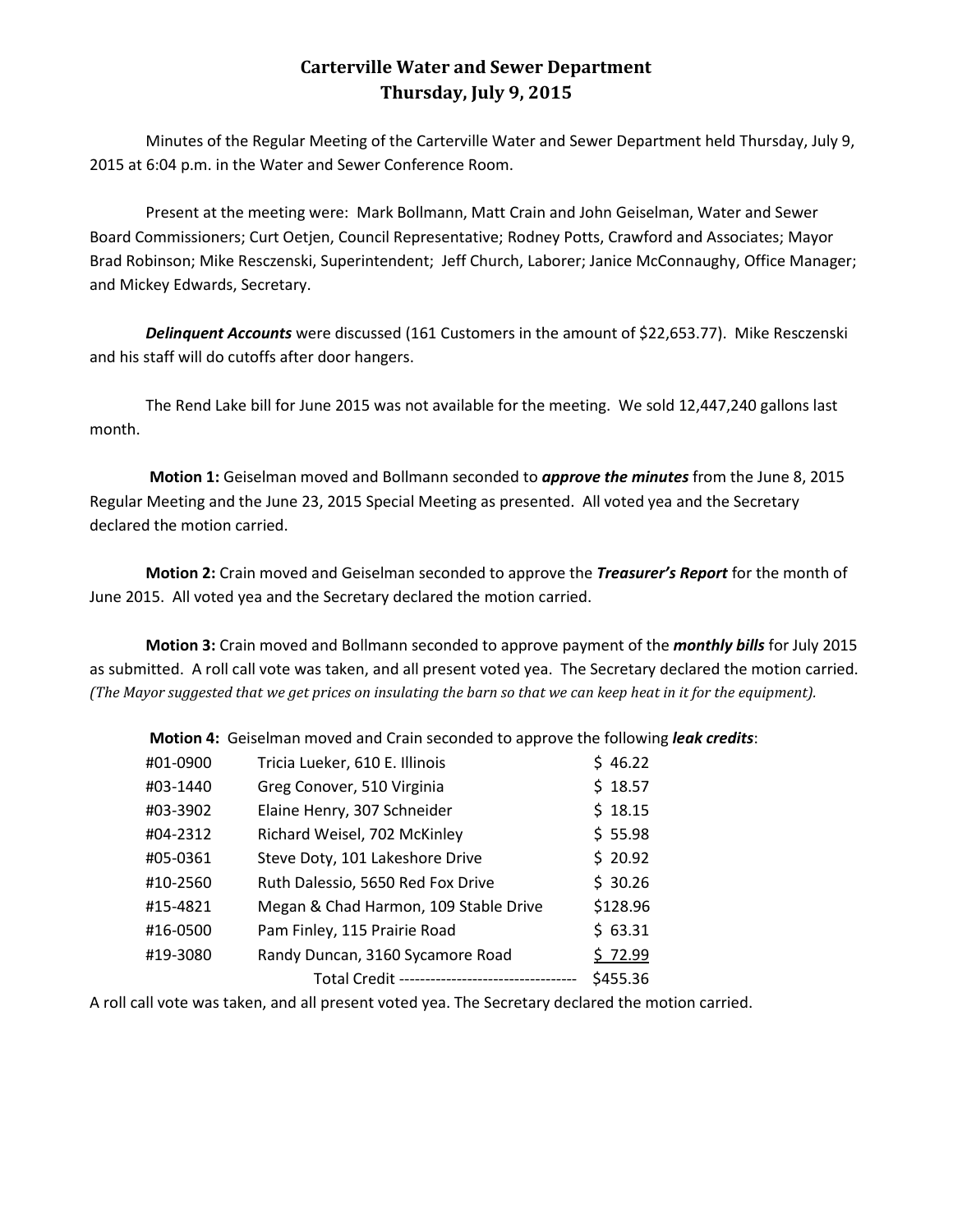# Carterville Water and Sewer Department
## Thursday, July 9, 2015

Minutes of the Regular Meeting of the Carterville Water and Sewer Department held Thursday, July 9, 2015 at 6:04 p.m. in the Water and Sewer Conference Room.

Present at the meeting were: Mark Bollmann, Matt Crain and John Geiselman, Water and Sewer Board Commissioners; Curt Oetjen, Council Representative; Rodney Potts, Crawford and Associates; Mayor Brad Robinson; Mike Resczenski, Superintendent; Jeff Church, Laborer; Janice McConnaughy, Office Manager; and Mickey Edwards, Secretary.

***Delinquent Accounts*** were discussed (161 Customers in the amount of $22,653.77). Mike Resczenski and his staff will do cutoffs after door hangers.

The Rend Lake bill for June 2015 was not available for the meeting. We sold 12,447,240 gallons last month.

**Motion 1:** Geiselman moved and Bollmann seconded to ***approve the minutes*** from the June 8, 2015 Regular Meeting and the June 23, 2015 Special Meeting as presented. All voted yea and the Secretary declared the motion carried.

**Motion 2:** Crain moved and Geiselman seconded to approve the ***Treasurer's Report*** for the month of June 2015. All voted yea and the Secretary declared the motion carried.

**Motion 3:** Crain moved and Bollmann seconded to approve payment of the ***monthly bills*** for July 2015 as submitted. A roll call vote was taken, and all present voted yea. The Secretary declared the motion carried. *(The Mayor suggested that we get prices on insulating the barn so that we can keep heat in it for the equipment).*

**Motion 4:** Geiselman moved and Crain seconded to approve the following ***leak credits***:

| | | |
|---|---|---|
| #01-0900 | Tricia Lueker, 610 E. Illinois | $ 46.22 |
| #03-1440 | Greg Conover, 510 Virginia | $ 18.57 |
| #03-3902 | Elaine Henry, 307 Schneider | $ 18.15 |
| #04-2312 | Richard Weisel, 702 McKinley | $ 55.98 |
| #05-0361 | Steve Doty, 101 Lakeshore Drive | $ 20.92 |
| #10-2560 | Ruth Dalessio, 5650 Red Fox Drive | $ 30.26 |
| #15-4821 | Megan & Chad Harmon, 109 Stable Drive | $128.96 |
| #16-0500 | Pam Finley, 115 Prairie Road | $ 63.31 |
| #19-3080 | Randy Duncan, 3160 Sycamore Road | $ 72.99 |
| | Total Credit ---------------------------------- | $455.36 |

A roll call vote was taken, and all present voted yea. The Secretary declared the motion carried.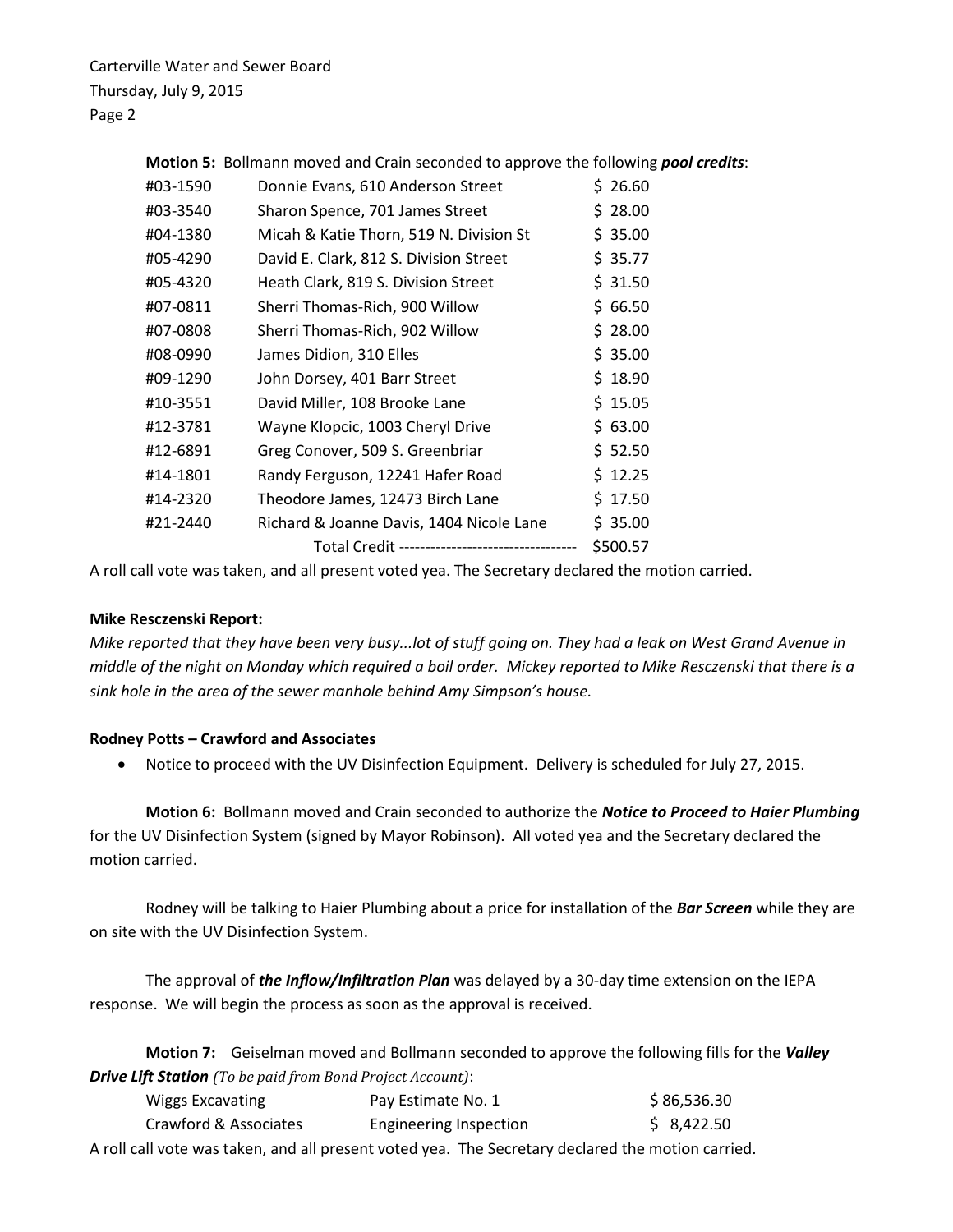**Motion 5:** Bollmann moved and Crain seconded to approve the following ***pool credits***:

| | | |
|---|---|---|
| #03-1590 | Donnie Evans, 610 Anderson Street | $ 26.60 |
| #03-3540 | Sharon Spence, 701 James Street | $ 28.00 |
| #04-1380 | Micah & Katie Thorn, 519 N. Division St | $ 35.00 |
| #05-4290 | David E. Clark, 812 S. Division Street | $ 35.77 |
| #05-4320 | Heath Clark, 819 S. Division Street | $ 31.50 |
| #07-0811 | Sherri Thomas-Rich, 900 Willow | $ 66.50 |
| #07-0808 | Sherri Thomas-Rich, 902 Willow | $ 28.00 |
| #08-0990 | James Didion, 310 Elles | $ 35.00 |
| #09-1290 | John Dorsey, 401 Barr Street | $ 18.90 |
| #10-3551 | David Miller, 108 Brooke Lane | $ 15.05 |
| #12-3781 | Wayne Klopcic, 1003 Cheryl Drive | $ 63.00 |
| #12-6891 | Greg Conover, 509 S. Greenbriar | $ 52.50 |
| #14-1801 | Randy Ferguson, 12241 Hafer Road | $ 12.25 |
| #14-2320 | Theodore James, 12473 Birch Lane | $ 17.50 |
| #21-2440 | Richard & Joanne Davis, 1404 Nicole Lane | $ 35.00 |
| | Total Credit ---------------------------------- | $500.57 |

A roll call vote was taken, and all present voted yea. The Secretary declared the motion carried.

**Mike Resczenski Report:**

*Mike reported that they have been very busy...lot of stuff going on. They had a leak on West Grand Avenue in middle of the night on Monday which required a boil order. Mickey reported to Mike Resczenski that there is a sink hole in the area of the sewer manhole behind Amy Simpson's house.*

**Rodney Potts – Crawford and Associates**

- Notice to proceed with the UV Disinfection Equipment. Delivery is scheduled for July 27, 2015.

**Motion 6:** Bollmann moved and Crain seconded to authorize the ***Notice to Proceed to Haier Plumbing*** for the UV Disinfection System (signed by Mayor Robinson). All voted yea and the Secretary declared the motion carried.

Rodney will be talking to Haier Plumbing about a price for installation of the ***Bar Screen*** while they are on site with the UV Disinfection System.

The approval of ***the Inflow/Infiltration Plan*** was delayed by a 30-day time extension on the IEPA response. We will begin the process as soon as the approval is received.

**Motion 7:** Geiselman moved and Bollmann seconded to approve the following fills for the ***Valley Drive Lift Station*** *(To be paid from Bond Project Account)*:

| | | |
|---|---|---|
| Wiggs Excavating | Pay Estimate No. 1 | $ 86,536.30 |
| Crawford & Associates | Engineering Inspection | $ 8,422.50 |

A roll call vote was taken, and all present voted yea. The Secretary declared the motion carried.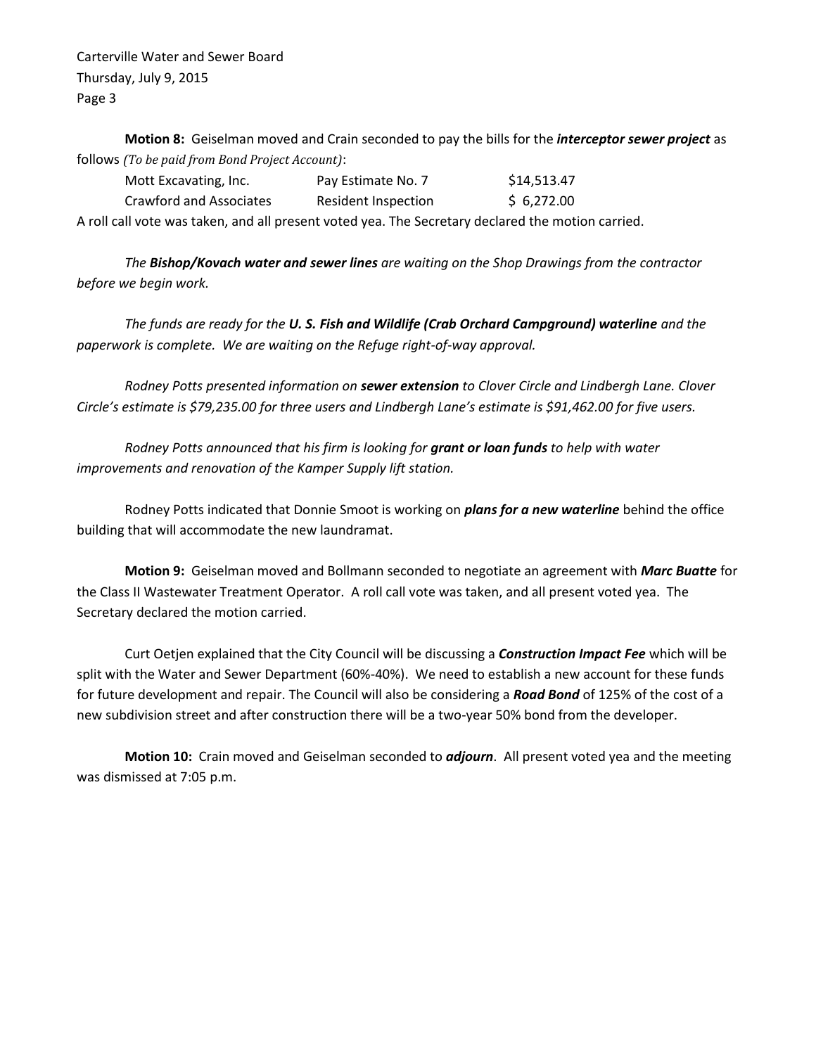**Motion 8:** Geiselman moved and Crain seconded to pay the bills for the ***interceptor sewer project*** as follows *(To be paid from Bond Project Account)*:

| | | |
|---|---|---|
| Mott Excavating, Inc. | Pay Estimate No. 7 | $14,513.47 |
| Crawford and Associates | Resident Inspection | $ 6,272.00 |

A roll call vote was taken, and all present voted yea. The Secretary declared the motion carried.

*The **Bishop/Kovach water and sewer lines** are waiting on the Shop Drawings from the contractor before we begin work.*

*The funds are ready for the **U. S. Fish and Wildlife (Crab Orchard Campground) waterline** and the paperwork is complete. We are waiting on the Refuge right-of-way approval.*

*Rodney Potts presented information on **sewer extension** to Clover Circle and Lindbergh Lane. Clover Circle's estimate is $79,235.00 for three users and Lindbergh Lane's estimate is $91,462.00 for five users.*

*Rodney Potts announced that his firm is looking for **grant or loan funds** to help with water improvements and renovation of the Kamper Supply lift station.*

Rodney Potts indicated that Donnie Smoot is working on ***plans for a new waterline*** behind the office building that will accommodate the new laundramat.

**Motion 9:** Geiselman moved and Bollmann seconded to negotiate an agreement with ***Marc Buatte*** for the Class II Wastewater Treatment Operator. A roll call vote was taken, and all present voted yea. The Secretary declared the motion carried.

Curt Oetjen explained that the City Council will be discussing a ***Construction Impact Fee*** which will be split with the Water and Sewer Department (60%-40%). We need to establish a new account for these funds for future development and repair. The Council will also be considering a ***Road Bond*** of 125% of the cost of a new subdivision street and after construction there will be a two-year 50% bond from the developer.

**Motion 10:** Crain moved and Geiselman seconded to ***adjourn***. All present voted yea and the meeting was dismissed at 7:05 p.m.